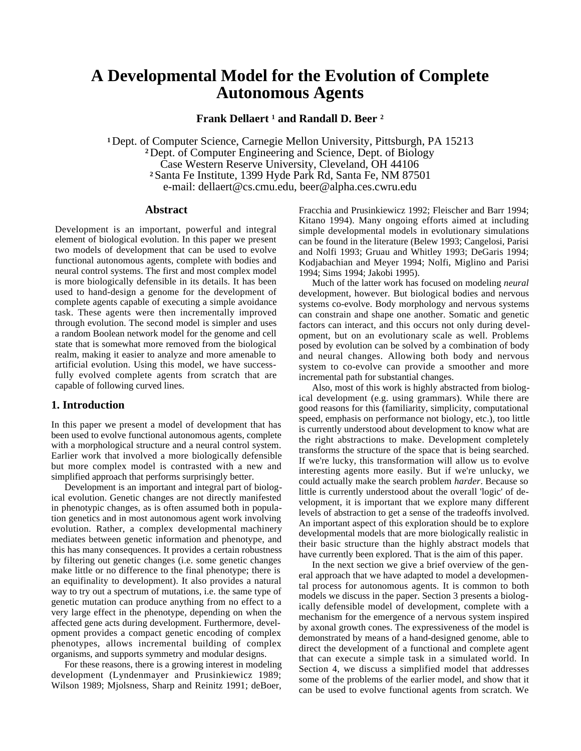# A Developmental Model for the Evolution of Complete Autonomous Agents

**Frank Dellaert [1] and Randall D. Beer [2]**

[1] Dept. of Computer Science, Carnegie Mellon University, Pittsburgh, PA 15213
[2] Dept. of Computer Engineering and Science, Dept. of Biology
Case Western Reserve University, Cleveland, OH 44106
[2] Santa Fe Institute, 1399 Hyde Park Rd, Santa Fe, NM 87501
e-mail: dellaert@cs.cmu.edu, beer@alpha.ces.cwru.edu

## Abstract

Development is an important, powerful and integral element of biological evolution. In this paper we present two models of development that can be used to evolve functional autonomous agents, complete with bodies and neural control systems. The first and most complex model is more biologically defensible in its details. It has been used to hand-design a genome for the development of complete agents capable of executing a simple avoidance task. These agents were then incrementally improved through evolution. The second model is simpler and uses a random Boolean network model for the genome and cell state that is somewhat more removed from the biological realm, making it easier to analyze and more amenable to artificial evolution. Using this model, we have successfully evolved complete agents from scratch that are capable of following curved lines.

## 1. Introduction

In this paper we present a model of development that has been used to evolve functional autonomous agents, complete with a morphological structure and a neural control system. Earlier work that involved a more biologically defensible but more complex model is contrasted with a new and simplified approach that performs surprisingly better.

Development is an important and integral part of biological evolution. Genetic changes are not directly manifested in phenotypic changes, as is often assumed both in population genetics and in most autonomous agent work involving evolution. Rather, a complex developmental machinery mediates between genetic information and phenotype, and this has many consequences. It provides a certain robustness by filtering out genetic changes (i.e. some genetic changes make little or no difference to the final phenotype; there is an equifinality to development). It also provides a natural way to try out a spectrum of mutations, i.e. the same type of genetic mutation can produce anything from no effect to a very large effect in the phenotype, depending on when the affected gene acts during development. Furthermore, development provides a compact genetic encoding of complex phenotypes, allows incremental building of complex organisms, and supports symmetry and modular designs.

For these reasons, there is a growing interest in modeling development (Lyndenmayer and Prusinkiewicz 1989; Wilson 1989; Mjolsness, Sharp and Reinitz 1991; deBoer, Fracchia and Prusinkiewicz 1992; Fleischer and Barr 1994; Kitano 1994). Many ongoing efforts aimed at including simple developmental models in evolutionary simulations can be found in the literature (Belew 1993; Cangelosi, Parisi and Nolfi 1993; Gruau and Whitley 1993; DeGaris 1994; Kodjabachian and Meyer 1994; Nolfi, Miglino and Parisi 1994; Sims 1994; Jakobi 1995).

Much of the latter work has focused on modeling *neural* development, however. But biological bodies and nervous systems co-evolve. Body morphology and nervous systems can constrain and shape one another. Somatic and genetic factors can interact, and this occurs not only during development, but on an evolutionary scale as well. Problems posed by evolution can be solved by a combination of body and neural changes. Allowing both body and nervous system to co-evolve can provide a smoother and more incremental path for substantial changes.

Also, most of this work is highly abstracted from biological development (e.g. using grammars). While there are good reasons for this (familiarity, simplicity, computational speed, emphasis on performance not biology, etc.), too little is currently understood about development to know what are the right abstractions to make. Development completely transforms the structure of the space that is being searched. If we're lucky, this transformation will allow us to evolve interesting agents more easily. But if we're unlucky, we could actually make the search problem *harder*. Because so little is currently understood about the overall 'logic' of development, it is important that we explore many different levels of abstraction to get a sense of the tradeoffs involved. An important aspect of this exploration should be to explore developmental models that are more biologically realistic in their basic structure than the highly abstract models that have currently been explored. That is the aim of this paper.

In the next section we give a brief overview of the general approach that we have adapted to model a developmental process for autonomous agents. It is common to both models we discuss in the paper. Section 3 presents a biologically defensible model of development, complete with a mechanism for the emergence of a nervous system inspired by axonal growth cones. The expressiveness of the model is demonstrated by means of a hand-designed genome, able to direct the development of a functional and complete agent that can execute a simple task in a simulated world. In Section 4, we discuss a simplified model that addresses some of the problems of the earlier model, and show that it can be used to evolve functional agents from scratch. We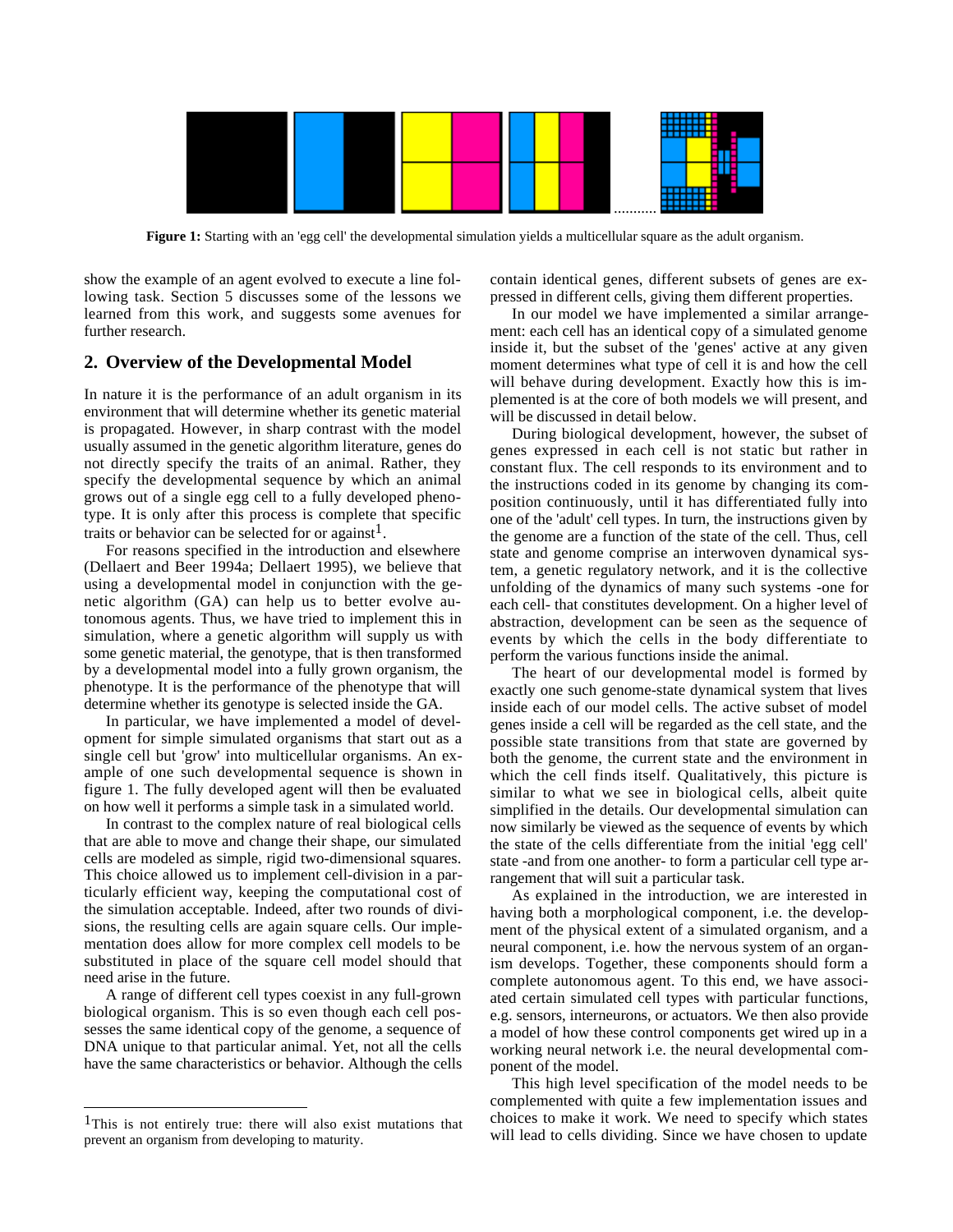**Figure 1:** Starting with an 'egg cell' the developmental simulation yields a multicellular square as the adult organism.

show the example of an agent evolved to execute a line following task. Section 5 discusses some of the lessons we learned from this work, and suggests some avenues for further research.

## 2. Overview of the Developmental Model

In nature it is the performance of an adult organism in its environment that will determine whether its genetic material is propagated. However, in sharp contrast with the model usually assumed in the genetic algorithm literature, genes do not directly specify the traits of an animal. Rather, they specify the developmental sequence by which an animal grows out of a single egg cell to a fully developed phenotype. It is only after this process is complete that specific traits or behavior can be selected for or against[1].

For reasons specified in the introduction and elsewhere (Dellaert and Beer 1994a; Dellaert 1995), we believe that using a developmental model in conjunction with the genetic algorithm (GA) can help us to better evolve autonomous agents. Thus, we have tried to implement this in simulation, where a genetic algorithm will supply us with some genetic material, the genotype, that is then transformed by a developmental model into a fully grown organism, the phenotype. It is the performance of the phenotype that will determine whether its genotype is selected inside the GA.

In particular, we have implemented a model of development for simple simulated organisms that start out as a single cell but 'grow' into multicellular organisms. An example of one such developmental sequence is shown in figure 1. The fully developed agent will then be evaluated on how well it performs a simple task in a simulated world.

In contrast to the complex nature of real biological cells that are able to move and change their shape, our simulated cells are modeled as simple, rigid two-dimensional squares. This choice allowed us to implement cell-division in a particularly efficient way, keeping the computational cost of the simulation acceptable. Indeed, after two rounds of divisions, the resulting cells are again square cells. Our implementation does allow for more complex cell models to be substituted in place of the square cell model should that need arise in the future.

A range of different cell types coexist in any full-grown biological organism. This is so even though each cell possesses the same identical copy of the genome, a sequence of DNA unique to that particular animal. Yet, not all the cells have the same characteristics or behavior. Although the cells contain identical genes, different subsets of genes are expressed in different cells, giving them different properties.

In our model we have implemented a similar arrangement: each cell has an identical copy of a simulated genome inside it, but the subset of the 'genes' active at any given moment determines what type of cell it is and how the cell will behave during development. Exactly how this is implemented is at the core of both models we will present, and will be discussed in detail below.

During biological development, however, the subset of genes expressed in each cell is not static but rather in constant flux. The cell responds to its environment and to the instructions coded in its genome by changing its composition continuously, until it has differentiated fully into one of the 'adult' cell types. In turn, the instructions given by the genome are a function of the state of the cell. Thus, cell state and genome comprise an interwoven dynamical system, a genetic regulatory network, and it is the collective unfolding of the dynamics of many such systems -one for each cell- that constitutes development. On a higher level of abstraction, development can be seen as the sequence of events by which the cells in the body differentiate to perform the various functions inside the animal.

The heart of our developmental model is formed by exactly one such genome-state dynamical system that lives inside each of our model cells. The active subset of model genes inside a cell will be regarded as the cell state, and the possible state transitions from that state are governed by both the genome, the current state and the environment in which the cell finds itself. Qualitatively, this picture is similar to what we see in biological cells, albeit quite simplified in the details. Our developmental simulation can now similarly be viewed as the sequence of events by which the state of the cells differentiate from the initial 'egg cell' state -and from one another- to form a particular cell type arrangement that will suit a particular task.

As explained in the introduction, we are interested in having both a morphological component, i.e. the development of the physical extent of a simulated organism, and a neural component, i.e. how the nervous system of an organism develops. Together, these components should form a complete autonomous agent. To this end, we have associated certain simulated cell types with particular functions, e.g. sensors, interneurons, or actuators. We then also provide a model of how these control components get wired up in a working neural network i.e. the neural developmental component of the model.

This high level specification of the model needs to be complemented with quite a few implementation issues and choices to make it work. We need to specify which states will lead to cells dividing. Since we have chosen to update

[1] This is not entirely true: there will also exist mutations that prevent an organism from developing to maturity.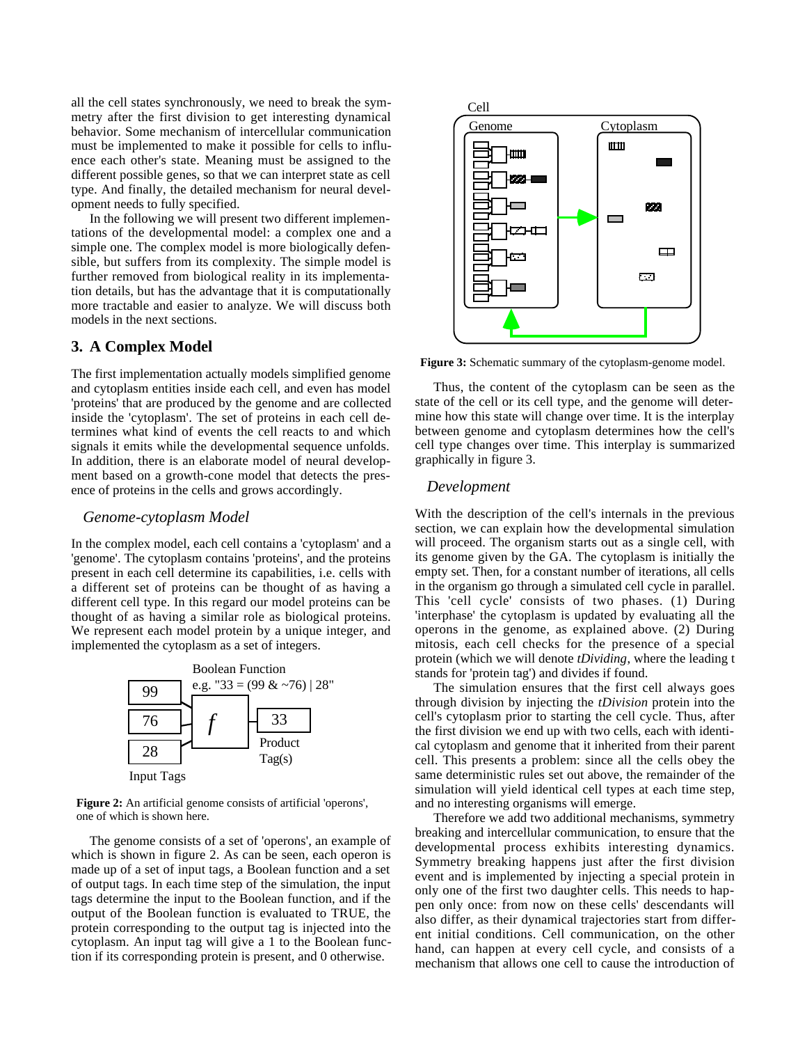all the cell states synchronously, we need to break the symmetry after the first division to get interesting dynamical behavior. Some mechanism of intercellular communication must be implemented to make it possible for cells to influence each other's state. Meaning must be assigned to the different possible genes, so that we can interpret state as cell type. And finally, the detailed mechanism for neural development needs to fully specified.

In the following we will present two different implementations of the developmental model: a complex one and a simple one. The complex model is more biologically defensible, but suffers from its complexity. The simple model is further removed from biological reality in its implementation details, but has the advantage that it is computationally more tractable and easier to analyze. We will discuss both models in the next sections.

## 3. A Complex Model

The first implementation actually models simplified genome and cytoplasm entities inside each cell, and even has model 'proteins' that are produced by the genome and are collected inside the 'cytoplasm'. The set of proteins in each cell determines what kind of events the cell reacts to and which signals it emits while the developmental sequence unfolds. In addition, there is an elaborate model of neural development based on a growth-cone model that detects the presence of proteins in the cells and grows accordingly.

### *Genome-cytoplasm Model*

In the complex model, each cell contains a 'cytoplasm' and a 'genome'. The cytoplasm contains 'proteins', and the proteins present in each cell determine its capabilities, i.e. cells with a different set of proteins can be thought of as having a different cell type. In this regard our model proteins can be thought of as having a similar role as biological proteins. We represent each model protein by a unique integer, and implemented the cytoplasm as a set of integers.

Boolean Function

e.g. "33 = (99 & ~76) | 28"

99

76

28

*f*

33

Product Tag(s)

Input Tags

**Figure 2:** An artificial genome consists of artificial 'operons', one of which is shown here.

The genome consists of a set of 'operons', an example of which is shown in figure 2. As can be seen, each operon is made up of a set of input tags, a Boolean function and a set of output tags. In each time step of the simulation, the input tags determine the input to the Boolean function, and if the output of the Boolean function is evaluated to TRUE, the protein corresponding to the output tag is injected into the cytoplasm. An input tag will give a 1 to the Boolean function if its corresponding protein is present, and 0 otherwise.

Cell

Genome

Cytoplasm

**Figure 3:** Schematic summary of the cytoplasm-genome model.

Thus, the content of the cytoplasm can be seen as the state of the cell or its cell type, and the genome will determine how this state will change over time. It is the interplay between genome and cytoplasm determines how the cell's cell type changes over time. This interplay is summarized graphically in figure 3.

### *Development*

With the description of the cell's internals in the previous section, we can explain how the developmental simulation will proceed. The organism starts out as a single cell, with its genome given by the GA. The cytoplasm is initially the empty set. Then, for a constant number of iterations, all cells in the organism go through a simulated cell cycle in parallel. This 'cell cycle' consists of two phases. (1) During 'interphase' the cytoplasm is updated by evaluating all the operons in the genome, as explained above. (2) During mitosis, each cell checks for the presence of a special protein (which we will denote *tDividing*, where the leading t stands for 'protein tag') and divides if found.

The simulation ensures that the first cell always goes through division by injecting the *tDivision* protein into the cell's cytoplasm prior to starting the cell cycle. Thus, after the first division we end up with two cells, each with identical cytoplasm and genome that it inherited from their parent cell. This presents a problem: since all the cells obey the same deterministic rules set out above, the remainder of the simulation will yield identical cell types at each time step, and no interesting organisms will emerge.

Therefore we add two additional mechanisms, symmetry breaking and intercellular communication, to ensure that the developmental process exhibits interesting dynamics. Symmetry breaking happens just after the first division event and is implemented by injecting a special protein in only one of the first two daughter cells. This needs to happen only once: from now on these cells' descendants will also differ, as their dynamical trajectories start from different initial conditions. Cell communication, on the other hand, can happen at every cell cycle, and consists of a mechanism that allows one cell to cause the introduction of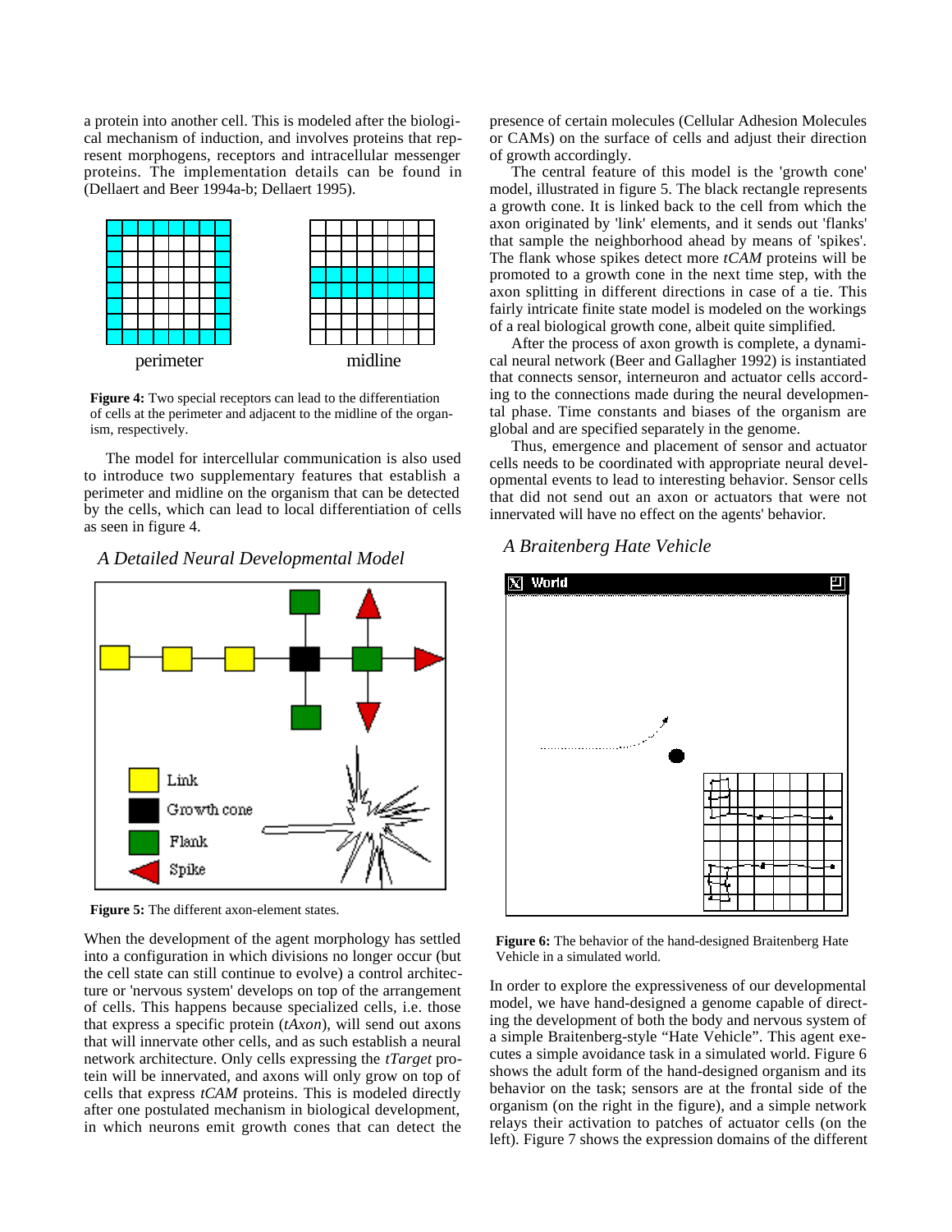a protein into another cell. This is modeled after the biological mechanism of induction, and involves proteins that represent morphogens, receptors and intracellular messenger proteins. The implementation details can be found in (Dellaert and Beer 1994a-b; Dellaert 1995).

**Figure 4:** Two special receptors can lead to the differentiation of cells at the perimeter and adjacent to the midline of the organism, respectively.

The model for intercellular communication is also used to introduce two supplementary features that establish a perimeter and midline on the organism that can be detected by the cells, which can lead to local differentiation of cells as seen in figure 4.

### *A Detailed Neural Developmental Model*

**Figure 5:** The different axon-element states.

When the development of the agent morphology has settled into a configuration in which divisions no longer occur (but the cell state can still continue to evolve) a control architecture or 'nervous system' develops on top of the arrangement of cells. This happens because specialized cells, i.e. those that express a specific protein (*tAxon*), will send out axons that will innervate other cells, and as such establish a neural network architecture. Only cells expressing the *tTarget* protein will be innervated, and axons will only grow on top of cells that express *tCAM* proteins. This is modeled directly after one postulated mechanism in biological development, in which neurons emit growth cones that can detect the presence of certain molecules (Cellular Adhesion Molecules or CAMs) on the surface of cells and adjust their direction of growth accordingly.

The central feature of this model is the 'growth cone' model, illustrated in figure 5. The black rectangle represents a growth cone. It is linked back to the cell from which the axon originated by 'link' elements, and it sends out 'flanks' that sample the neighborhood ahead by means of 'spikes'. The flank whose spikes detect more *tCAM* proteins will be promoted to a growth cone in the next time step, with the axon splitting in different directions in case of a tie. This fairly intricate finite state model is modeled on the workings of a real biological growth cone, albeit quite simplified.

After the process of axon growth is complete, a dynamical neural network (Beer and Gallagher 1992) is instantiated that connects sensor, interneuron and actuator cells according to the connections made during the neural developmental phase. Time constants and biases of the organism are global and are specified separately in the genome.

Thus, emergence and placement of sensor and actuator cells needs to be coordinated with appropriate neural developmental events to lead to interesting behavior. Sensor cells that did not send out an axon or actuators that were not innervated will have no effect on the agents' behavior.

### *A Braitenberg Hate Vehicle*

**Figure 6:** The behavior of the hand-designed Braitenberg Hate Vehicle in a simulated world.

In order to explore the expressiveness of our developmental model, we have hand-designed a genome capable of directing the development of both the body and nervous system of a simple Braitenberg-style "Hate Vehicle". This agent executes a simple avoidance task in a simulated world. Figure 6 shows the adult form of the hand-designed organism and its behavior on the task; sensors are at the frontal side of the organism (on the right in the figure), and a simple network relays their activation to patches of actuator cells (on the left). Figure 7 shows the expression domains of the different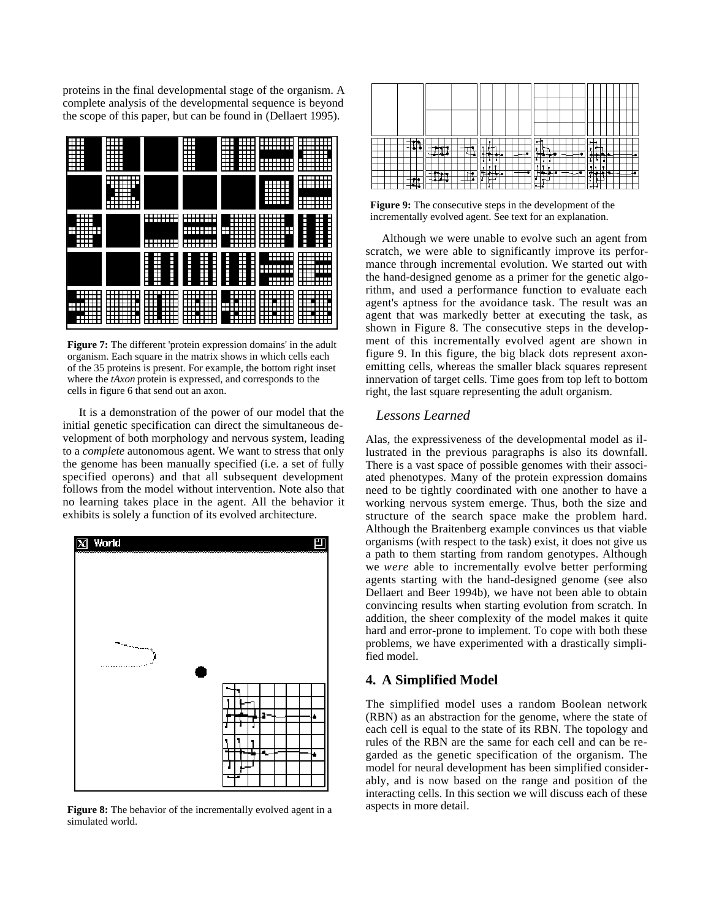proteins in the final developmental stage of the organism. A complete analysis of the developmental sequence is beyond the scope of this paper, but can be found in (Dellaert 1995).

**Figure 7:** The different 'protein expression domains' in the adult organism. Each square in the matrix shows in which cells each of the 35 proteins is present. For example, the bottom right inset where the *tAxon* protein is expressed, and corresponds to the cells in figure 6 that send out an axon.

It is a demonstration of the power of our model that the initial genetic specification can direct the simultaneous development of both morphology and nervous system, leading to a *complete* autonomous agent. We want to stress that only the genome has been manually specified (i.e. a set of fully specified operons) and that all subsequent development follows from the model without intervention. Note also that no learning takes place in the agent. All the behavior it exhibits is solely a function of its evolved architecture.

**Figure 8:** The behavior of the incrementally evolved agent in a simulated world.

**Figure 9:** The consecutive steps in the development of the incrementally evolved agent. See text for an explanation.

Although we were unable to evolve such an agent from scratch, we were able to significantly improve its performance through incremental evolution. We started out with the hand-designed genome as a primer for the genetic algorithm, and used a performance function to evaluate each agent's aptness for the avoidance task. The result was an agent that was markedly better at executing the task, as shown in Figure 8. The consecutive steps in the development of this incrementally evolved agent are shown in figure 9. In this figure, the big black dots represent axon-emitting cells, whereas the smaller black squares represent innervation of target cells. Time goes from top left to bottom right, the last square representing the adult organism.

### *Lessons Learned*

Alas, the expressiveness of the developmental model as illustrated in the previous paragraphs is also its downfall. There is a vast space of possible genomes with their associated phenotypes. Many of the protein expression domains need to be tightly coordinated with one another to have a working nervous system emerge. Thus, both the size and structure of the search space make the problem hard. Although the Braitenberg example convinces us that viable organisms (with respect to the task) exist, it does not give us a path to them starting from random genotypes. Although we *were* able to incrementally evolve better performing agents starting with the hand-designed genome (see also Dellaert and Beer 1994b), we have not been able to obtain convincing results when starting evolution from scratch. In addition, the sheer complexity of the model makes it quite hard and error-prone to implement. To cope with both these problems, we have experimented with a drastically simplified model.

## 4. A Simplified Model

The simplified model uses a random Boolean network (RBN) as an abstraction for the genome, where the state of each cell is equal to the state of its RBN. The topology and rules of the RBN are the same for each cell and can be regarded as the genetic specification of the organism. The model for neural development has been simplified considerably, and is now based on the range and position of the interacting cells. In this section we will discuss each of these aspects in more detail.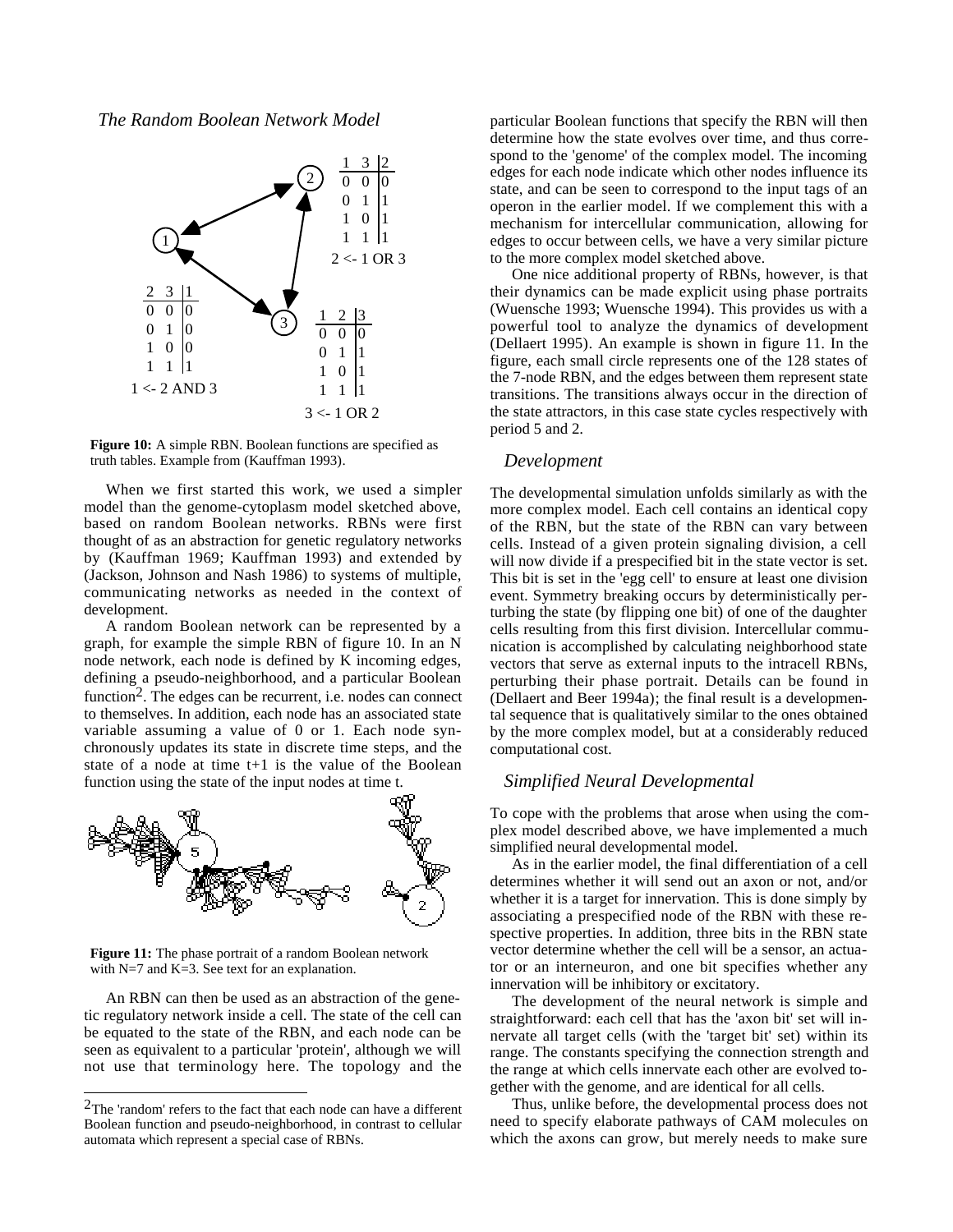*The Random Boolean Network Model*

| 1 | 3 | 2 |
|---|---|---|
| 0 | 0 | 0 |
| 0 | 1 | 1 |
| 1 | 0 | 1 |
| 1 | 1 | 1 |

2 <- 1 OR 3

| 2 | 3 | 1 |
|---|---|---|
| 0 | 0 | 0 |
| 0 | 1 | 0 |
| 1 | 0 | 0 |
| 1 | 1 | 1 |

1 <- 2 AND 3

| 1 | 2 | 3 |
|---|---|---|
| 0 | 0 | 0 |
| 0 | 1 | 1 |
| 1 | 0 | 1 |
| 1 | 1 | 1 |

3 <- 1 OR 2

**Figure 10:** A simple RBN. Boolean functions are specified as truth tables. Example from (Kauffman 1993).

When we first started this work, we used a simpler model than the genome-cytoplasm model sketched above, based on random Boolean networks. RBNs were first thought of as an abstraction for genetic regulatory networks by (Kauffman 1969; Kauffman 1993) and extended by (Jackson, Johnson and Nash 1986) to systems of multiple, communicating networks as needed in the context of development.

A random Boolean network can be represented by a graph, for example the simple RBN of figure 10. In an N node network, each node is defined by K incoming edges, defining a pseudo-neighborhood, and a particular Boolean function[2]. The edges can be recurrent, i.e. nodes can connect to themselves. In addition, each node has an associated state variable assuming a value of 0 or 1. Each node synchronously updates its state in discrete time steps, and the state of a node at time t+1 is the value of the Boolean function using the state of the input nodes at time t.

**Figure 11:** The phase portrait of a random Boolean network with N=7 and K=3. See text for an explanation.

An RBN can then be used as an abstraction of the genetic regulatory network inside a cell. The state of the cell can be equated to the state of the RBN, and each node can be seen as equivalent to a particular 'protein', although we will not use that terminology here. The topology and the particular Boolean functions that specify the RBN will then determine how the state evolves over time, and thus correspond to the 'genome' of the complex model. The incoming edges for each node indicate which other nodes influence its state, and can be seen to correspond to the input tags of an operon in the earlier model. If we complement this with a mechanism for intercellular communication, allowing for edges to occur between cells, we have a very similar picture to the more complex model sketched above.

One nice additional property of RBNs, however, is that their dynamics can be made explicit using phase portraits (Wuensche 1993; Wuensche 1994). This provides us with a powerful tool to analyze the dynamics of development (Dellaert 1995). An example is shown in figure 11. In the figure, each small circle represents one of the 128 states of the 7-node RBN, and the edges between them represent state transitions. The transitions always occur in the direction of the state attractors, in this case state cycles respectively with period 5 and 2.

## *Development*

The developmental simulation unfolds similarly as with the more complex model. Each cell contains an identical copy of the RBN, but the state of the RBN can vary between cells. Instead of a given protein signaling division, a cell will now divide if a prespecified bit in the state vector is set. This bit is set in the 'egg cell' to ensure at least one division event. Symmetry breaking occurs by deterministically perturbing the state (by flipping one bit) of one of the daughter cells resulting from this first division. Intercellular communication is accomplished by calculating neighborhood state vectors that serve as external inputs to the intracell RBNs, perturbing their phase portrait. Details can be found in (Dellaert and Beer 1994a); the final result is a developmental sequence that is qualitatively similar to the ones obtained by the more complex model, but at a considerably reduced computational cost.

## *Simplified Neural Developmental*

To cope with the problems that arose when using the complex model described above, we have implemented a much simplified neural developmental model.

As in the earlier model, the final differentiation of a cell determines whether it will send out an axon or not, and/or whether it is a target for innervation. This is done simply by associating a prespecified node of the RBN with these respective properties. In addition, three bits in the RBN state vector determine whether the cell will be a sensor, an actuator or an interneuron, and one bit specifies whether any innervation will be inhibitory or excitatory.

The development of the neural network is simple and straightforward: each cell that has the 'axon bit' set will innervate all target cells (with the 'target bit' set) within its range. The constants specifying the connection strength and the range at which cells innervate each other are evolved together with the genome, and are identical for all cells.

Thus, unlike before, the developmental process does not need to specify elaborate pathways of CAM molecules on which the axons can grow, but merely needs to make sure

[2] The 'random' refers to the fact that each node can have a different Boolean function and pseudo-neighborhood, in contrast to cellular automata which represent a special case of RBNs.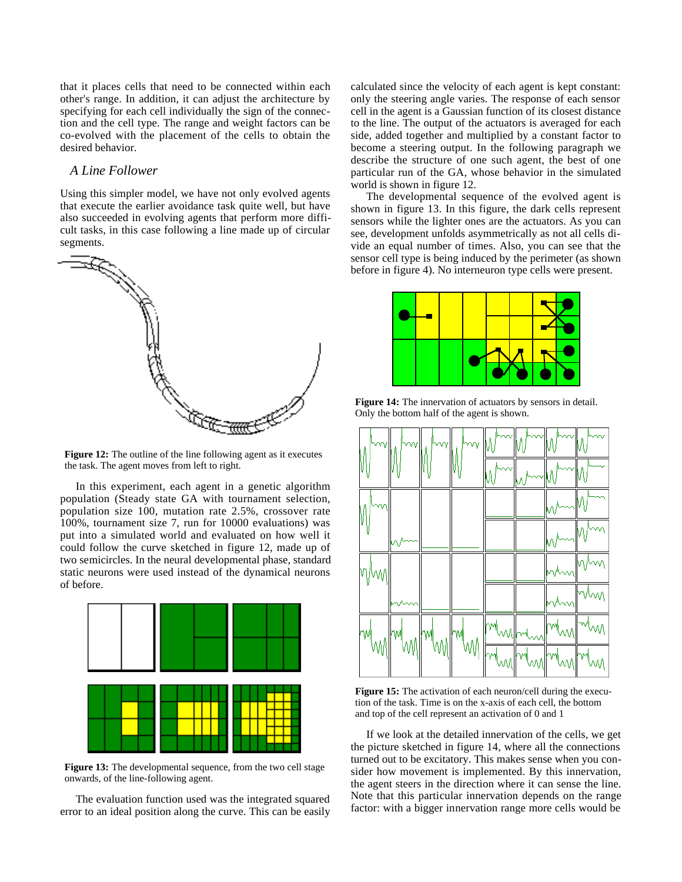that it places cells that need to be connected within each other's range. In addition, it can adjust the architecture by specifying for each cell individually the sign of the connection and the cell type. The range and weight factors can be co-evolved with the placement of the cells to obtain the desired behavior.

### *A Line Follower*

Using this simpler model, we have not only evolved agents that execute the earlier avoidance task quite well, but have also succeeded in evolving agents that perform more difficult tasks, in this case following a line made up of circular segments.

**Figure 12:** The outline of the line following agent as it executes the task. The agent moves from left to right.

In this experiment, each agent in a genetic algorithm population (Steady state GA with tournament selection, population size 100, mutation rate 2.5%, crossover rate 100%, tournament size 7, run for 10000 evaluations) was put into a simulated world and evaluated on how well it could follow the curve sketched in figure 12, made up of two semicircles. In the neural developmental phase, standard static neurons were used instead of the dynamical neurons of before.

**Figure 13:** The developmental sequence, from the two cell stage onwards, of the line-following agent.

The evaluation function used was the integrated squared error to an ideal position along the curve. This can be easily calculated since the velocity of each agent is kept constant: only the steering angle varies. The response of each sensor cell in the agent is a Gaussian function of its closest distance to the line. The output of the actuators is averaged for each side, added together and multiplied by a constant factor to become a steering output. In the following paragraph we describe the structure of one such agent, the best of one particular run of the GA, whose behavior in the simulated world is shown in figure 12.

The developmental sequence of the evolved agent is shown in figure 13. In this figure, the dark cells represent sensors while the lighter ones are the actuators. As you can see, development unfolds asymmetrically as not all cells divide an equal number of times. Also, you can see that the sensor cell type is being induced by the perimeter (as shown before in figure 4). No interneuron type cells were present.

**Figure 14:** The innervation of actuators by sensors in detail. Only the bottom half of the agent is shown.

**Figure 15:** The activation of each neuron/cell during the execution of the task. Time is on the x-axis of each cell, the bottom and top of the cell represent an activation of 0 and 1

If we look at the detailed innervation of the cells, we get the picture sketched in figure 14, where all the connections turned out to be excitatory. This makes sense when you consider how movement is implemented. By this innervation, the agent steers in the direction where it can sense the line. Note that this particular innervation depends on the range factor: with a bigger innervation range more cells would be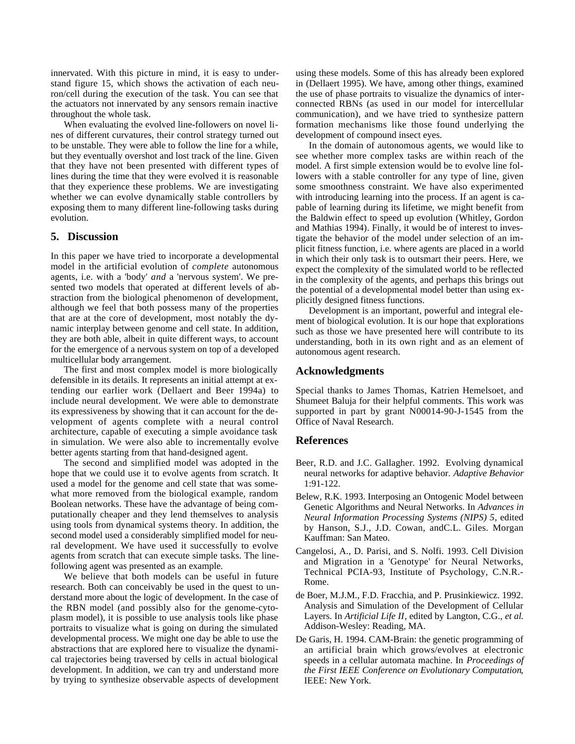innervated. With this picture in mind, it is easy to understand figure 15, which shows the activation of each neuron/cell during the execution of the task. You can see that the actuators not innervated by any sensors remain inactive throughout the whole task.

When evaluating the evolved line-followers on novel lines of different curvatures, their control strategy turned out to be unstable. They were able to follow the line for a while, but they eventually overshot and lost track of the line. Given that they have not been presented with different types of lines during the time that they were evolved it is reasonable that they experience these problems. We are investigating whether we can evolve dynamically stable controllers by exposing them to many different line-following tasks during evolution.

## 5. Discussion

In this paper we have tried to incorporate a developmental model in the artificial evolution of *complete* autonomous agents, i.e. with a 'body' *and* a 'nervous system'. We presented two models that operated at different levels of abstraction from the biological phenomenon of development, although we feel that both possess many of the properties that are at the core of development, most notably the dynamic interplay between genome and cell state. In addition, they are both able, albeit in quite different ways, to account for the emergence of a nervous system on top of a developed multicellular body arrangement.

The first and most complex model is more biologically defensible in its details. It represents an initial attempt at extending our earlier work (Dellaert and Beer 1994a) to include neural development. We were able to demonstrate its expressiveness by showing that it can account for the development of agents complete with a neural control architecture, capable of executing a simple avoidance task in simulation. We were also able to incrementally evolve better agents starting from that hand-designed agent.

The second and simplified model was adopted in the hope that we could use it to evolve agents from scratch. It used a model for the genome and cell state that was somewhat more removed from the biological example, random Boolean networks. These have the advantage of being computationally cheaper and they lend themselves to analysis using tools from dynamical systems theory. In addition, the second model used a considerably simplified model for neural development. We have used it successfully to evolve agents from scratch that can execute simple tasks. The line-following agent was presented as an example.

We believe that both models can be useful in future research. Both can conceivably be used in the quest to understand more about the logic of development. In the case of the RBN model (and possibly also for the genome-cytoplasm model), it is possible to use analysis tools like phase portraits to visualize what is going on during the simulated developmental process. We might one day be able to use the abstractions that are explored here to visualize the dynamical trajectories being traversed by cells in actual biological development. In addition, we can try and understand more by trying to synthesize observable aspects of development using these models. Some of this has already been explored in (Dellaert 1995). We have, among other things, examined the use of phase portraits to visualize the dynamics of interconnected RBNs (as used in our model for intercellular communication), and we have tried to synthesize pattern formation mechanisms like those found underlying the development of compound insect eyes.

In the domain of autonomous agents, we would like to see whether more complex tasks are within reach of the model. A first simple extension would be to evolve line followers with a stable controller for any type of line, given some smoothness constraint. We have also experimented with introducing learning into the process. If an agent is capable of learning during its lifetime, we might benefit from the Baldwin effect to speed up evolution (Whitley, Gordon and Mathias 1994). Finally, it would be of interest to investigate the behavior of the model under selection of an implicit fitness function, i.e. where agents are placed in a world in which their only task is to outsmart their peers. Here, we expect the complexity of the simulated world to be reflected in the complexity of the agents, and perhaps this brings out the potential of a developmental model better than using explicitly designed fitness functions.

Development is an important, powerful and integral element of biological evolution. It is our hope that explorations such as those we have presented here will contribute to its understanding, both in its own right and as an element of autonomous agent research.

## Acknowledgments

Special thanks to James Thomas, Katrien Hemelsoet, and Shumeet Baluja for their helpful comments. This work was supported in part by grant N00014-90-J-1545 from the Office of Naval Research.

## References

Beer, R.D. and J.C. Gallagher. 1992. Evolving dynamical neural networks for adaptive behavior. *Adaptive Behavior* 1:91-122.

Belew, R.K. 1993. Interposing an Ontogenic Model between Genetic Algorithms and Neural Networks. In *Advances in Neural Information Processing Systems (NIPS) 5*, edited by Hanson, S.J., J.D. Cowan, andC.L. Giles. Morgan Kauffman: San Mateo.

Cangelosi, A., D. Parisi, and S. Nolfi. 1993. Cell Division and Migration in a 'Genotype' for Neural Networks, Technical PCIA-93, Institute of Psychology, C.N.R.-Rome.

de Boer, M.J.M., F.D. Fracchia, and P. Prusinkiewicz. 1992. Analysis and Simulation of the Development of Cellular Layers. In *Artificial Life II*, edited by Langton, C.G., *et al.* Addison-Wesley: Reading, MA.

De Garis, H. 1994. CAM-Brain: the genetic programming of an artificial brain which grows/evolves at electronic speeds in a cellular automata machine. In *Proceedings of the First IEEE Conference on Evolutionary Computation*, IEEE: New York.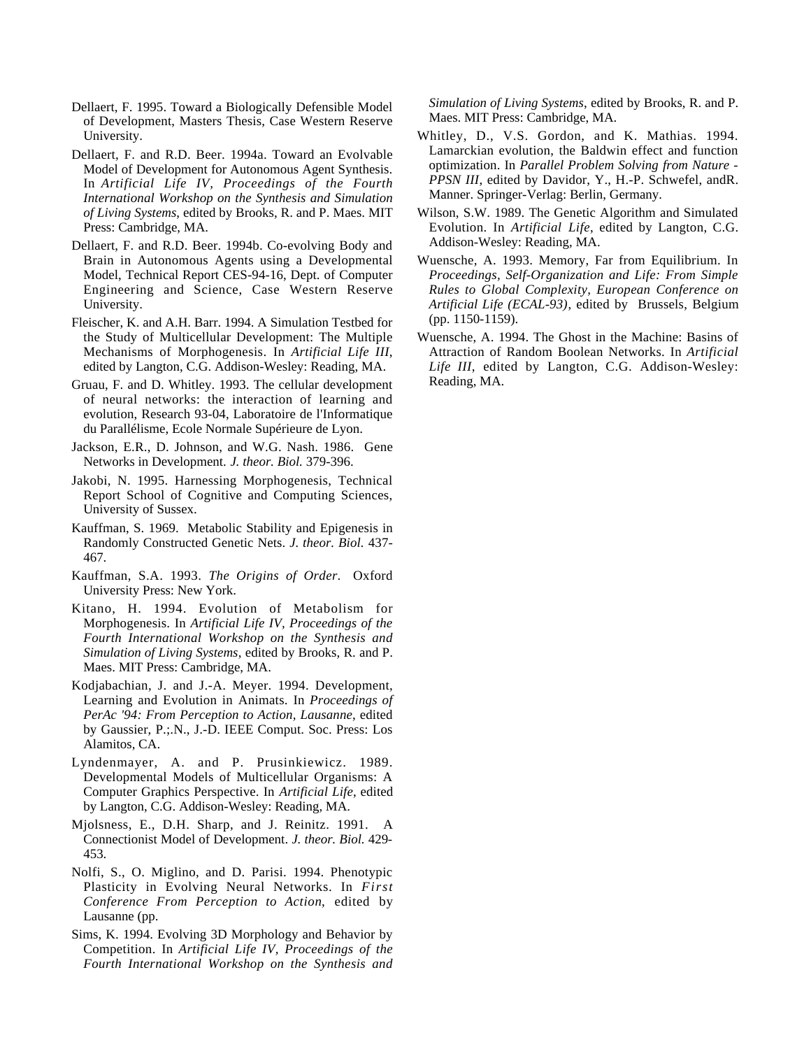Dellaert, F. 1995. Toward a Biologically Defensible Model of Development, Masters Thesis, Case Western Reserve University.

Dellaert, F. and R.D. Beer. 1994a. Toward an Evolvable Model of Development for Autonomous Agent Synthesis. In *Artificial Life IV, Proceedings of the Fourth International Workshop on the Synthesis and Simulation of Living Systems*, edited by Brooks, R. and P. Maes. MIT Press: Cambridge, MA.

Dellaert, F. and R.D. Beer. 1994b. Co-evolving Body and Brain in Autonomous Agents using a Developmental Model, Technical Report CES-94-16, Dept. of Computer Engineering and Science, Case Western Reserve University.

Fleischer, K. and A.H. Barr. 1994. A Simulation Testbed for the Study of Multicellular Development: The Multiple Mechanisms of Morphogenesis. In *Artificial Life III*, edited by Langton, C.G. Addison-Wesley: Reading, MA.

Gruau, F. and D. Whitley. 1993. The cellular development of neural networks: the interaction of learning and evolution, Research 93-04, Laboratoire de l'Informatique du Parallélisme, Ecole Normale Supérieure de Lyon.

Jackson, E.R., D. Johnson, and W.G. Nash. 1986. Gene Networks in Development. *J. theor. Biol.* 379-396.

Jakobi, N. 1995. Harnessing Morphogenesis, Technical Report School of Cognitive and Computing Sciences, University of Sussex.

Kauffman, S. 1969. Metabolic Stability and Epigenesis in Randomly Constructed Genetic Nets. *J. theor. Biol.* 437-467.

Kauffman, S.A. 1993. *The Origins of Order*. Oxford University Press: New York.

Kitano, H. 1994. Evolution of Metabolism for Morphogenesis. In *Artificial Life IV, Proceedings of the Fourth International Workshop on the Synthesis and Simulation of Living Systems*, edited by Brooks, R. and P. Maes. MIT Press: Cambridge, MA.

Kodjabachian, J. and J.-A. Meyer. 1994. Development, Learning and Evolution in Animats. In *Proceedings of PerAc '94: From Perception to Action, Lausanne*, edited by Gaussier, P.;.N., J.-D. IEEE Comput. Soc. Press: Los Alamitos, CA.

Lyndenmayer, A. and P. Prusinkiewicz. 1989. Developmental Models of Multicellular Organisms: A Computer Graphics Perspective. In *Artificial Life*, edited by Langton, C.G. Addison-Wesley: Reading, MA.

Mjolsness, E., D.H. Sharp, and J. Reinitz. 1991. A Connectionist Model of Development. *J. theor. Biol.* 429-453.

Nolfi, S., O. Miglino, and D. Parisi. 1994. Phenotypic Plasticity in Evolving Neural Networks. In *First Conference From Perception to Action*, edited by Lausanne (pp.

Sims, K. 1994. Evolving 3D Morphology and Behavior by Competition. In *Artificial Life IV, Proceedings of the Fourth International Workshop on the Synthesis and Simulation of Living Systems*, edited by Brooks, R. and P. Maes. MIT Press: Cambridge, MA.

Whitley, D., V.S. Gordon, and K. Mathias. 1994. Lamarckian evolution, the Baldwin effect and function optimization. In *Parallel Problem Solving from Nature - PPSN III*, edited by Davidor, Y., H.-P. Schwefel, andR. Manner. Springer-Verlag: Berlin, Germany.

Wilson, S.W. 1989. The Genetic Algorithm and Simulated Evolution. In *Artificial Life*, edited by Langton, C.G. Addison-Wesley: Reading, MA.

Wuensche, A. 1993. Memory, Far from Equilibrium. In *Proceedings, Self-Organization and Life: From Simple Rules to Global Complexity, European Conference on Artificial Life (ECAL-93)*, edited by Brussels, Belgium (pp. 1150-1159).

Wuensche, A. 1994. The Ghost in the Machine: Basins of Attraction of Random Boolean Networks. In *Artificial Life III*, edited by Langton, C.G. Addison-Wesley: Reading, MA.